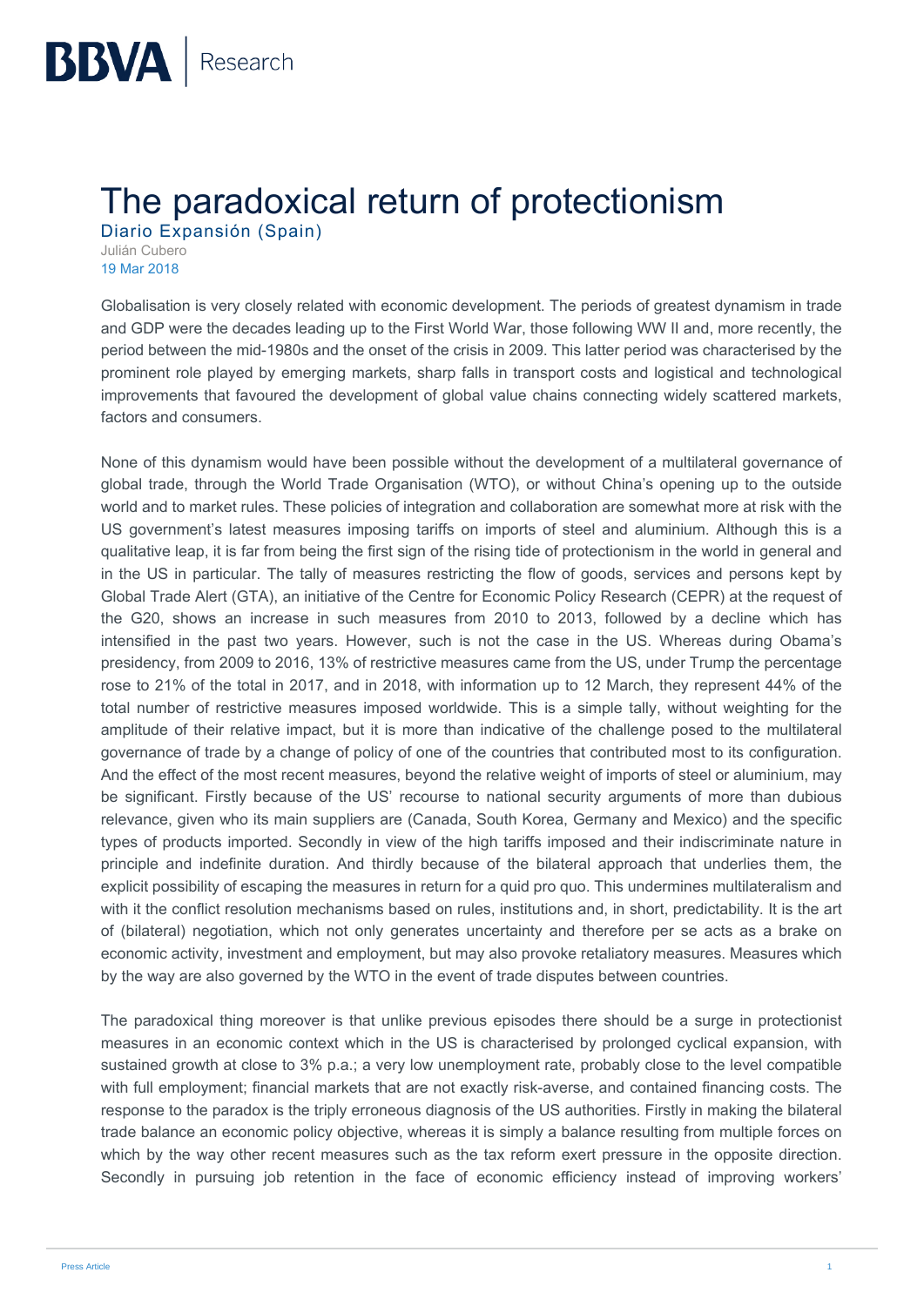# The paradoxical return of protectionism

Diario Expansión (Spain)

Julián Cubero

19 Mar 2018

Globalisation is very closely related with economic development. The periods of greatest dynamism in trade and GDP were the decades leading up to the First World War, those following WW II and, more recently, the period between the mid-1980s and the onset of the crisis in 2009. This latter period was characterised by the prominent role played by emerging markets, sharp falls in transport costs and logistical and technological improvements that favoured the development of global value chains connecting widely scattered markets, factors and consumers.

None of this dynamism would have been possible without the development of a multilateral governance of global trade, through the World Trade Organisation (WTO), or without China's opening up to the outside world and to market rules. These policies of integration and collaboration are somewhat more at risk with the US government's latest measures imposing tariffs on imports of steel and aluminium. Although this is a qualitative leap, it is far from being the first sign of the rising tide of protectionism in the world in general and in the US in particular. The tally of measures restricting the flow of goods, services and persons kept by Global Trade Alert (GTA), an initiative of the Centre for Economic Policy Research (CEPR) at the request of the G20, shows an increase in such measures from 2010 to 2013, followed by a decline which has intensified in the past two years. However, such is not the case in the US. Whereas during Obama's presidency, from 2009 to 2016, 13% of restrictive measures came from the US, under Trump the percentage rose to 21% of the total in 2017, and in 2018, with information up to 12 March, they represent 44% of the total number of restrictive measures imposed worldwide. This is a simple tally, without weighting for the amplitude of their relative impact, but it is more than indicative of the challenge posed to the multilateral governance of trade by a change of policy of one of the countries that contributed most to its configuration. And the effect of the most recent measures, beyond the relative weight of imports of steel or aluminium, may be significant. Firstly because of the US' recourse to national security arguments of more than dubious relevance, given who its main suppliers are (Canada, South Korea, Germany and Mexico) and the specific types of products imported. Secondly in view of the high tariffs imposed and their indiscriminate nature in principle and indefinite duration. And thirdly because of the bilateral approach that underlies them, the explicit possibility of escaping the measures in return for a quid pro quo. This undermines multilateralism and with it the conflict resolution mechanisms based on rules, institutions and, in short, predictability. It is the art of (bilateral) negotiation, which not only generates uncertainty and therefore per se acts as a brake on economic activity, investment and employment, but may also provoke retaliatory measures. Measures which by the way are also governed by the WTO in the event of trade disputes between countries.

The paradoxical thing moreover is that unlike previous episodes there should be a surge in protectionist measures in an economic context which in the US is characterised by prolonged cyclical expansion, with sustained growth at close to 3% p.a.; a very low unemployment rate, probably close to the level compatible with full employment; financial markets that are not exactly risk-averse, and contained financing costs. The response to the paradox is the triply erroneous diagnosis of the US authorities. Firstly in making the bilateral trade balance an economic policy objective, whereas it is simply a balance resulting from multiple forces on which by the way other recent measures such as the tax reform exert pressure in the opposite direction. Secondly in pursuing job retention in the face of economic efficiency instead of improving workers'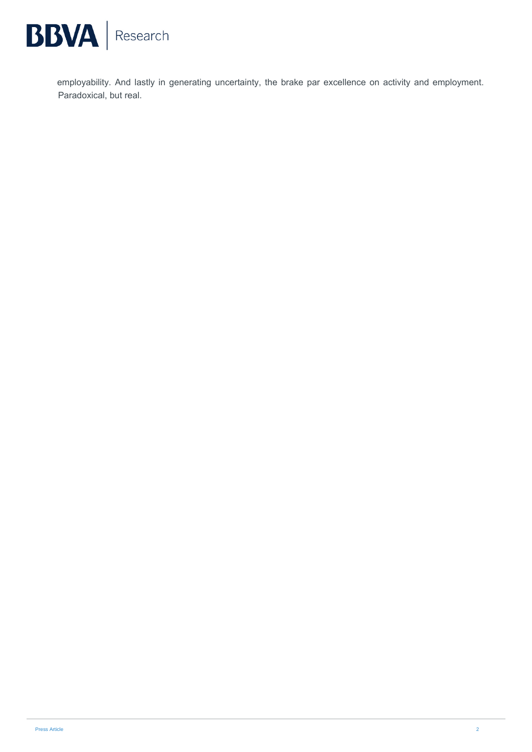employability. And lastly in generating uncertainty, the brake par excellence on activity and employment. Paradoxical, but real.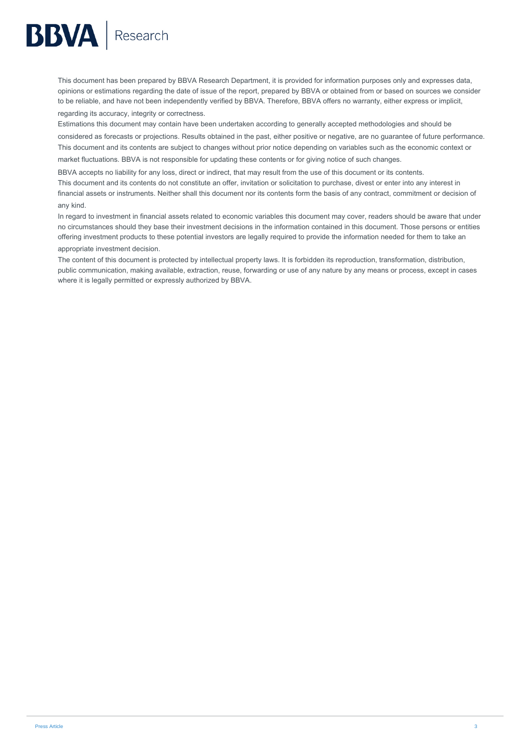This document has been prepared by BBVA Research Department, it is provided for information purposes only and expresses data, opinions or estimations regarding the date of issue of the report, prepared by BBVA or obtained from or based on sources we consider to be reliable, and have not been independently verified by BBVA. Therefore, BBVA offers no warranty, either express or implicit, regarding its accuracy, integrity or correctness.

Estimations this document may contain have been undertaken according to generally accepted methodologies and should be considered as forecasts or projections. Results obtained in the past, either positive or negative, are no guarantee of future performance.

This document and its contents are subject to changes without prior notice depending on variables such as the economic context or market fluctuations. BBVA is not responsible for updating these contents or for giving notice of such changes.

BBVA accepts no liability for any loss, direct or indirect, that may result from the use of this document or its contents.

This document and its contents do not constitute an offer, invitation or solicitation to purchase, divest or enter into any interest in financial assets or instruments. Neither shall this document nor its contents form the basis of any contract, commitment or decision of any kind.

In regard to investment in financial assets related to economic variables this document may cover, readers should be aware that under no circumstances should they base their investment decisions in the information contained in this document. Those persons or entities offering investment products to these potential investors are legally required to provide the information needed for them to take an appropriate investment decision.

The content of this document is protected by intellectual property laws. It is forbidden its reproduction, transformation, distribution, public communication, making available, extraction, reuse, forwarding or use of any nature by any means or process, except in cases where it is legally permitted or expressly authorized by BBVA.